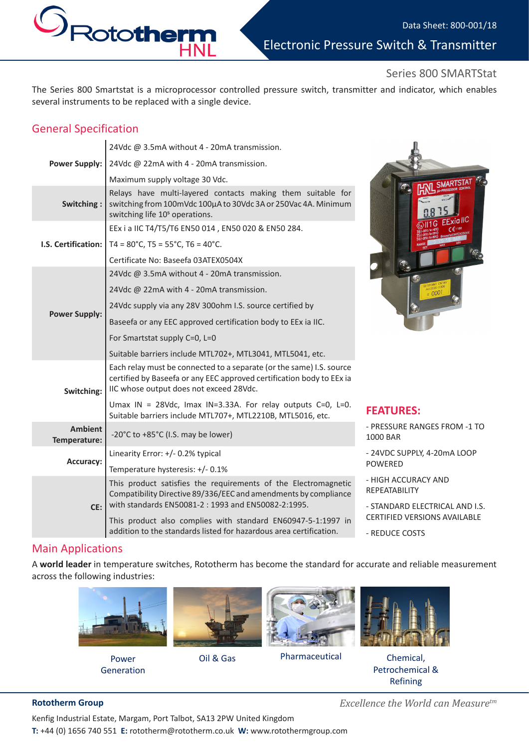Data Sheet: 800-001/18

# Electronic Pressure Switch & Transmitter

## Series 800 SMARTStat

The Series 800 Smartstat is a microprocessor controlled pressure switch, transmitter and indicator, which enables several instruments to be replaced with a single device.

## General Specification

| | |
|---|---|
| **Power Supply:** | 24Vdc @ 3.5mA without 4 - 20mA transmission.<br>24Vdc @ 22mA with 4 - 20mA transmission.<br>Maximum supply voltage 30 Vdc. |
| **Switching :** | Relays have multi-layered contacts making them suitable for switching from 100mVdc 100µA to 30Vdc 3A or 250Vac 4A. Minimum switching life $10^5$ operations. |
| **I.S. Certification:** | EEx i a IIC T4/T5/T6 EN50 014 , EN50 020 & EN50 284.<br>T4 = 80°C, T5 = 55°C, T6 = 40°C.<br>Certificate No: Baseefa 03ATEX0504X |
| **Power Supply:** | 24Vdc @ 3.5mA without 4 - 20mA transmission.<br>24Vdc @ 22mA with 4 - 20mA transmission.<br>24Vdc supply via any 28V 300ohm I.S. source certified by<br>Baseefa or any EEC approved certification body to EEx ia IIC.<br>For Smartstat supply C=0, L=0<br>Suitable barriers include MTL702+, MTL3041, MTL5041, etc. |
| **Switching:** | Each relay must be connected to a separate (or the same) I.S. source certified by Baseefa or any EEC approved certification body to EEx ia IIC whose output does not exceed 28Vdc.<br>Umax IN = 28Vdc, Imax IN=3.33A. For relay outputs C=0, L=0. Suitable barriers include MTL707+, MTL2210B, MTL5016, etc. |
| **Ambient Temperature:** | -20°C to +85°C (I.S. may be lower) |
| **Accuracy:** | Linearity Error: +/- 0.2% typical<br>Temperature hysteresis: +/- 0.1% |
| **CE:** | This product satisfies the requirements of the Electromagnetic Compatibility Directive 89/336/EEC and amendments by compliance with standards EN50081-2 : 1993 and EN50082-2:1995.<br>This product also complies with standard EN60947-5-1:1997 in addition to the standards listed for hazardous area certification. |

## FEATURES:

- PRESSURE RANGES FROM -1 TO 1000 BAR
- 24VDC SUPPLY, 4-20mA LOOP POWERED
- HIGH ACCURACY AND REPEATABILITY
- STANDARD ELECTRICAL AND I.S. CERTIFIED VERSIONS AVAILABLE
- REDUCE COSTS

## Main Applications

A **world leader** in temperature switches, Rototherm has become the standard for accurate and reliable measurement across the following industries:

Power Generation

Oil & Gas

Pharmaceutical

Chemical, Petrochemical & Refining

**Rototherm Group**

*Excellence the World can Measure™*

Kenfig Industrial Estate, Margam, Port Talbot, SA13 2PW United Kingdom

**T:** +44 (0) 1656 740 551 **E:** rototherm@rototherm.co.uk **W:** www.rotothermgroup.com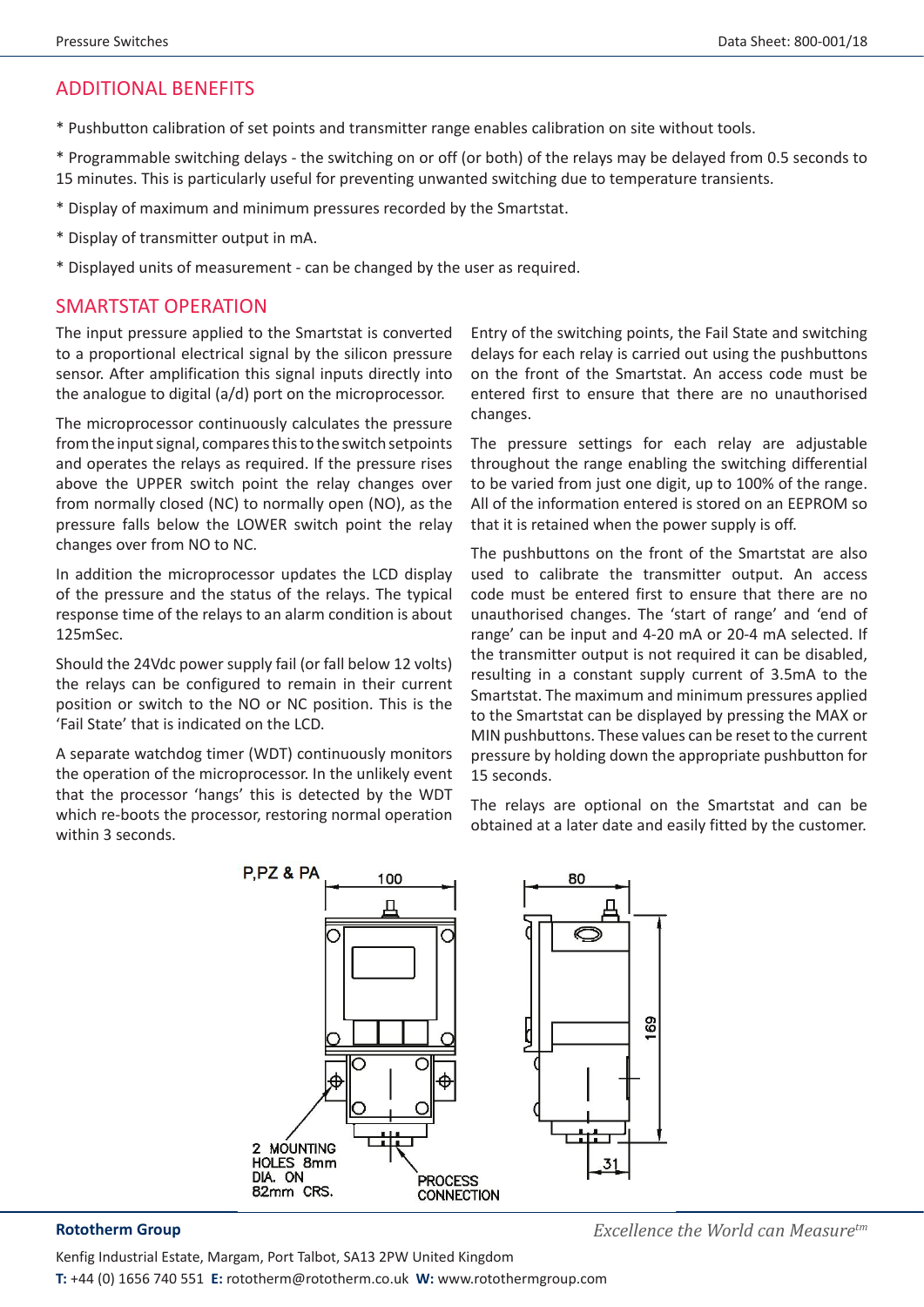## ADDITIONAL BENEFITS

* Pushbutton calibration of set points and transmitter range enables calibration on site without tools.

* Programmable switching delays - the switching on or off (or both) of the relays may be delayed from 0.5 seconds to 15 minutes. This is particularly useful for preventing unwanted switching due to temperature transients.

* Display of maximum and minimum pressures recorded by the Smartstat.

* Display of transmitter output in mA.

* Displayed units of measurement - can be changed by the user as required.

## SMARTSTAT OPERATION

The input pressure applied to the Smartstat is converted to a proportional electrical signal by the silicon pressure sensor. After amplification this signal inputs directly into the analogue to digital (a/d) port on the microprocessor.

The microprocessor continuously calculates the pressure from the input signal, compares this to the switch setpoints and operates the relays as required. If the pressure rises above the UPPER switch point the relay changes over from normally closed (NC) to normally open (NO), as the pressure falls below the LOWER switch point the relay changes over from NO to NC.

In addition the microprocessor updates the LCD display of the pressure and the status of the relays. The typical response time of the relays to an alarm condition is about 125mSec.

Should the 24Vdc power supply fail (or fall below 12 volts) the relays can be configured to remain in their current position or switch to the NO or NC position. This is the 'Fail State' that is indicated on the LCD.

A separate watchdog timer (WDT) continuously monitors the operation of the microprocessor. In the unlikely event that the processor 'hangs' this is detected by the WDT which re-boots the processor, restoring normal operation within 3 seconds.

Entry of the switching points, the Fail State and switching delays for each relay is carried out using the pushbuttons on the front of the Smartstat. An access code must be entered first to ensure that there are no unauthorised changes.

The pressure settings for each relay are adjustable throughout the range enabling the switching differential to be varied from just one digit, up to 100% of the range. All of the information entered is stored on an EEPROM so that it is retained when the power supply is off.

The pushbuttons on the front of the Smartstat are also used to calibrate the transmitter output. An access code must be entered first to ensure that there are no unauthorised changes. The 'start of range' and 'end of range' can be input and 4-20 mA or 20-4 mA selected. If the transmitter output is not required it can be disabled, resulting in a constant supply current of 3.5mA to the Smartstat. The maximum and minimum pressures applied to the Smartstat can be displayed by pressing the MAX or MIN pushbuttons. These values can be reset to the current pressure by holding down the appropriate pushbutton for 15 seconds.

The relays are optional on the Smartstat and can be obtained at a later date and easily fitted by the customer.

P,PZ & PA

100

80

169

31

2 MOUNTING HOLES 8mm DIA. ON 82mm CRS.

PROCESS CONNECTION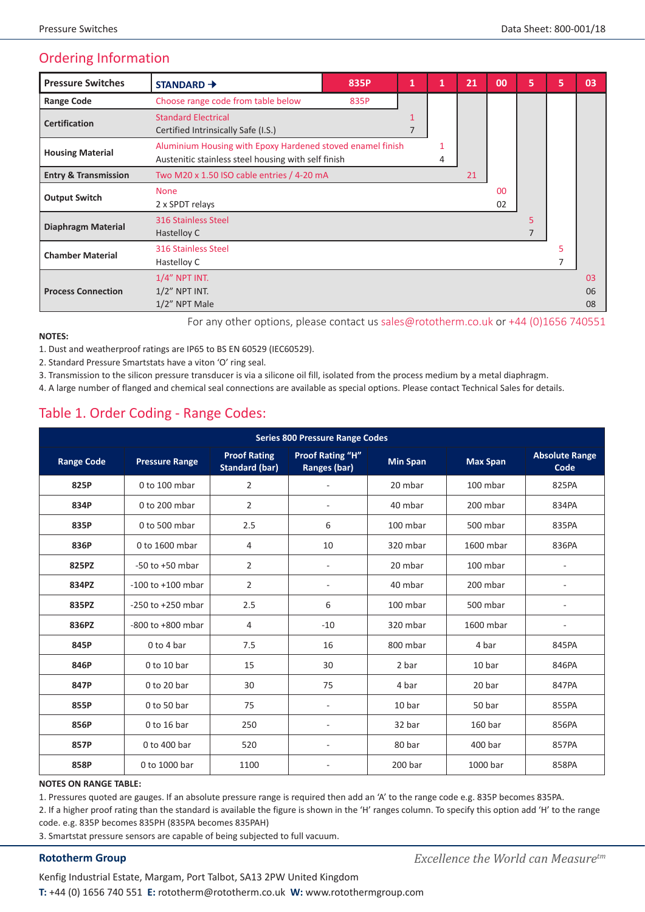## Ordering Information

| Pressure Switches | STANDARD → | 835P | 1 | 1 | 21 | 00 | 5 | 5 | 03 |
|---|---|---|---|---|---|---|---|---|---|
| Range Code | Choose range code from table below | 835P | | | | | | | |
| Certification | Standard Electrical<br>Certified Intrinsically Safe (I.S.) | | 1<br>7 | | | | | | |
| Housing Material | Aluminium Housing with Epoxy Hardened stoved enamel finish<br>Austenitic stainless steel housing with self finish | | | 1<br>4 | | | | | |
| Entry & Transmission | Two M20 x 1.50 ISO cable entries / 4-20 mA | | | | 21 | | | | |
| Output Switch | None<br>2 x SPDT relays | | | | | 00<br>02 | | | |
| Diaphragm Material | 316 Stainless Steel<br>Hastelloy C | | | | | | 5<br>7 | | |
| Chamber Material | 316 Stainless Steel<br>Hastelloy C | | | | | | | 5<br>7 | |
| Process Connection | 1/4" NPT INT.<br>1/2" NPT INT.<br>1/2" NPT Male | | | | | | | | 03<br>06<br>08 |

For any other options, please contact us sales@rototherm.co.uk or +44 (0)1656 740551

**NOTES:**

1. Dust and weatherproof ratings are IP65 to BS EN 60529 (IEC60529).
2. Standard Pressure Smartstats have a viton 'O' ring seal.
3. Transmission to the silicon pressure transducer is via a silicone oil fill, isolated from the process medium by a metal diaphragm.
4. A large number of flanged and chemical seal connections are available as special options. Please contact Technical Sales for details.

## Table 1. Order Coding - Range Codes:

| Series 800 Pressure Range Codes | | | | | | |
|---|---|---|---|---|---|---|
| **Range Code** | **Pressure Range** | **Proof Rating Standard (bar)** | **Proof Rating "H" Ranges (bar)** | **Min Span** | **Max Span** | **Absolute Range Code** |
| **825P** | 0 to 100 mbar | 2 | - | 20 mbar | 100 mbar | 825PA |
| **834P** | 0 to 200 mbar | 2 | - | 40 mbar | 200 mbar | 834PA |
| **835P** | 0 to 500 mbar | 2.5 | 6 | 100 mbar | 500 mbar | 835PA |
| **836P** | 0 to 1600 mbar | 4 | 10 | 320 mbar | 1600 mbar | 836PA |
| **825PZ** | -50 to +50 mbar | 2 | - | 20 mbar | 100 mbar | - |
| **834PZ** | -100 to +100 mbar | 2 | - | 40 mbar | 200 mbar | - |
| **835PZ** | -250 to +250 mbar | 2.5 | 6 | 100 mbar | 500 mbar | - |
| **836PZ** | -800 to +800 mbar | 4 | -10 | 320 mbar | 1600 mbar | - |
| **845P** | 0 to 4 bar | 7.5 | 16 | 800 mbar | 4 bar | 845PA |
| **846P** | 0 to 10 bar | 15 | 30 | 2 bar | 10 bar | 846PA |
| **847P** | 0 to 20 bar | 30 | 75 | 4 bar | 20 bar | 847PA |
| **855P** | 0 to 50 bar | 75 | - | 10 bar | 50 bar | 855PA |
| **856P** | 0 to 16 bar | 250 | - | 32 bar | 160 bar | 856PA |
| **857P** | 0 to 400 bar | 520 | - | 80 bar | 400 bar | 857PA |
| **858P** | 0 to 1000 bar | 1100 | - | 200 bar | 1000 bar | 858PA |

**NOTES ON RANGE TABLE:**

1. Pressures quoted are gauges. If an absolute pressure range is required then add an 'A' to the range code e.g. 835P becomes 835PA.
2. If a higher proof rating than the standard is available the figure is shown in the 'H' ranges column. To specify this option add 'H' to the range code. e.g. 835P becomes 835PH (835PA becomes 835PAH)
3. Smartstat pressure sensors are capable of being subjected to full vacuum.

**Rototherm Group**

*Excellence the World can Measure*[tm]

Kenfig Industrial Estate, Margam, Port Talbot, SA13 2PW United Kingdom

**T:** +44 (0) 1656 740 551 **E:** rototherm@rototherm.co.uk **W:** www.rotothermgroup.com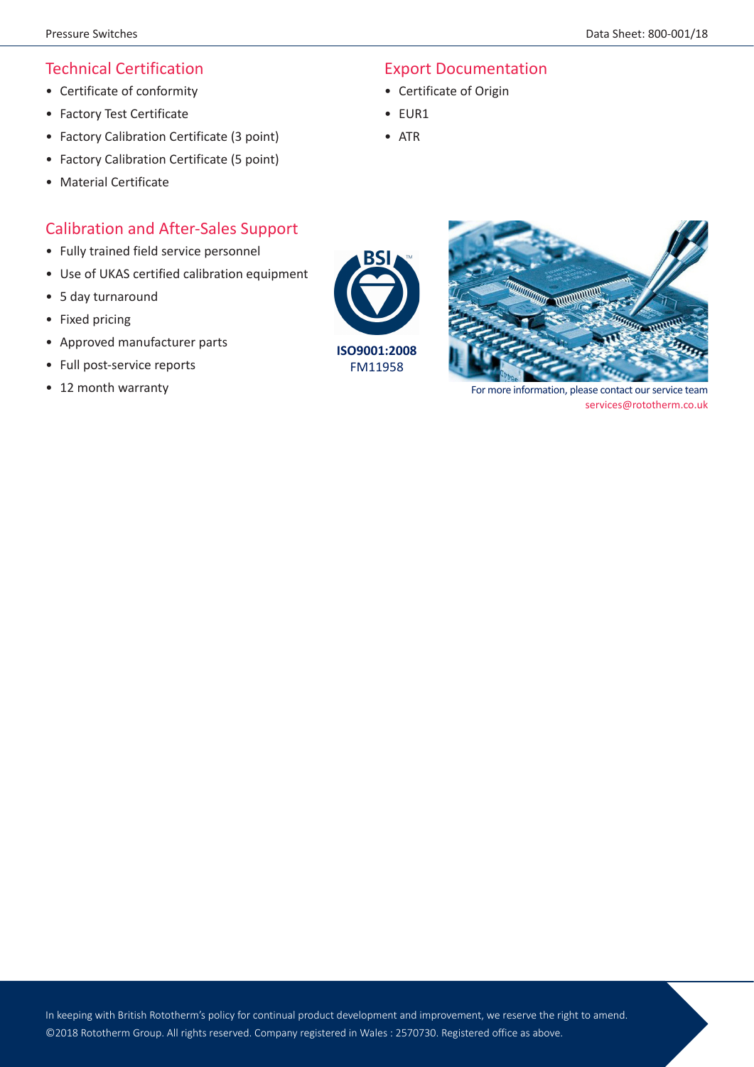## Technical Certification

- Certificate of conformity
- Factory Test Certificate
- Factory Calibration Certificate (3 point)
- Factory Calibration Certificate (5 point)
- Material Certificate

## Export Documentation

- Certificate of Origin
- EUR1
- ATR

## Calibration and After-Sales Support

- Fully trained field service personnel
- Use of UKAS certified calibration equipment
- 5 day turnaround
- Fixed pricing
- Approved manufacturer parts
- Full post-service reports
- 12 month warranty

**ISO9001:2008**
FM11958

For more information, please contact our service team
services@rototherm.co.uk

In keeping with British Rototherm's policy for continual product development and improvement, we reserve the right to amend.
©2018 Rototherm Group. All rights reserved. Company registered in Wales : 2570730. Registered office as above.